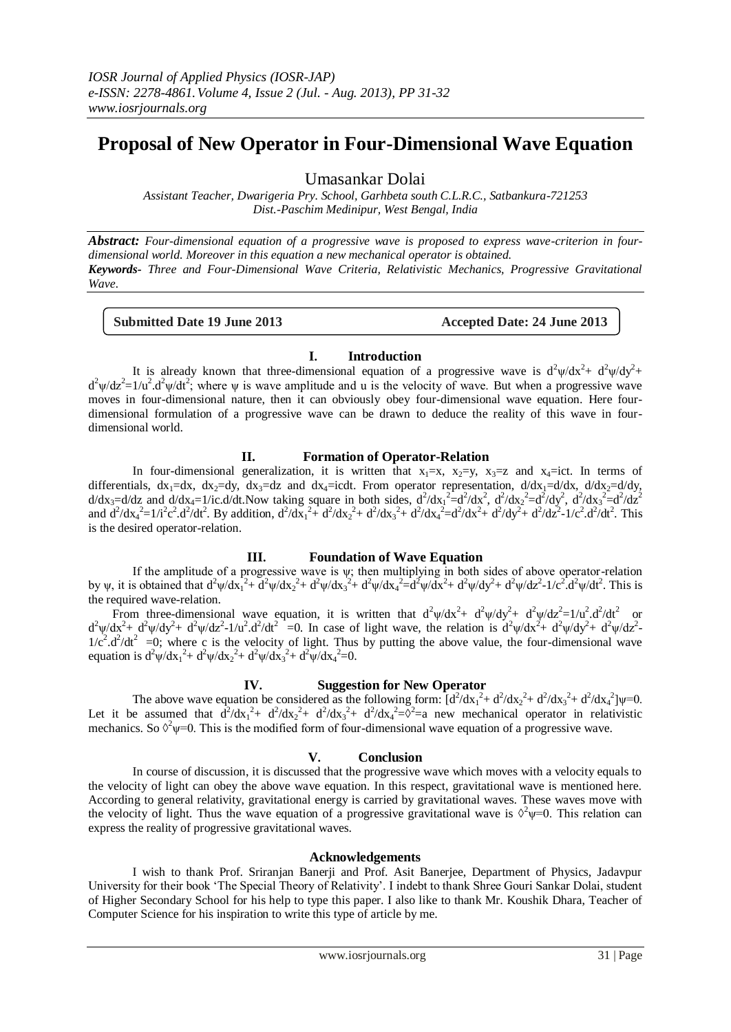# Proposal of New Operator in Four-Dimensional Wave Equation

Umasankar Dolai

*Assistant Teacher, Dwarigeria Pry. School, Garhbeta south C.L.R.C., Satbankura-721253*
*Dist.-Paschim Medinipur, West Bengal, India*

***Abstract:*** *Four-dimensional equation of a progressive wave is proposed to express wave-criterion in four-dimensional world. Moreover in this equation a new mechanical operator is obtained.*

***Keywords-*** *Three and Four-Dimensional Wave Criteria, Relativistic Mechanics, Progressive Gravitational Wave.*

**Submitted Date 19 June 2013** **Accepted Date: 24 June 2013**

## I. Introduction

It is already known that three-dimensional equation of a progressive wave is $d^2\psi/dx^2+ d^2\psi/dy^2+ d^2\psi/dz^2=1/u^2.d^2\psi/dt^2$; where $\psi$ is wave amplitude and u is the velocity of wave. But when a progressive wave moves in four-dimensional nature, then it can obviously obey four-dimensional wave equation. Here four-dimensional formulation of a progressive wave can be drawn to deduce the reality of this wave in four-dimensional world.

## II. Formation of Operator-Relation

In four-dimensional generalization, it is written that $x_1=x$, $x_2=y$, $x_3=z$ and $x_4=ict$. In terms of differentials, $dx_1=dx$, $dx_2=dy$, $dx_3=dz$ and $dx_4=icdt$. From operator representation, $d/dx_1=d/dx$, $d/dx_2=d/dy$, $d/dx_3=d/dz$ and $d/dx_4=1/ic.d/dt$.Now taking square in both sides, $d^2/dx_1^2=d^2/dx^2$, $d^2/dx_2^2=d^2/dy^2$, $d^2/dx_3^2=d^2/dz^2$ and $d^2/dx_4^2=1/i^2c^2.d^2/dt^2$. By addition, $d^2/dx_1^2+ d^2/dx_2^2+ d^2/dx_3^2+ d^2/dx_4^2=d^2/dx^2+ d^2/dy^2+ d^2/dz^2-1/c^2.d^2/dt^2$. This is the desired operator-relation.

## III. Foundation of Wave Equation

If the amplitude of a progressive wave is $\psi$; then multiplying in both sides of above operator-relation by $\psi$, it is obtained that $d^2\psi/dx_1^2+ d^2\psi/dx_2^2+ d^2\psi/dx_3^2+ d^2\psi/dx_4^2=d^2\psi/dx^2+ d^2\psi/dy^2+ d^2\psi/dz^2-1/c^2.d^2\psi/dt^2$. This is the required wave-relation.

From three-dimensional wave equation, it is written that $d^2\psi/dx^2+ d^2\psi/dy^2+ d^2\psi/dz^2=1/u^2.d^2/dt^2$ or $d^2\psi/dx^2+ d^2\psi/dy^2+ d^2\psi/dz^2-1/u^2.d^2/dt^2 =0$. In case of light wave, the relation is $d^2\psi/dx^2+ d^2\psi/dy^2+ d^2\psi/dz^2-1/c^2.d^2/dt^2 =0$; where c is the velocity of light. Thus by putting the above value, the four-dimensional wave equation is $d^2\psi/dx_1^2+ d^2\psi/dx_2^2+ d^2\psi/dx_3^2+ d^2\psi/dx_4^2=0$.

## IV. Suggestion for New Operator

The above wave equation be considered as the following form: $[d^2/dx_1^2+ d^2/dx_2^2+ d^2/dx_3^2+ d^2/dx_4^2]\psi=0$. Let it be assumed that $d^2/dx_1^2+ d^2/dx_2^2+ d^2/dx_3^2+ d^2/dx_4^2=\Diamond^2$=a new mechanical operator in relativistic mechanics. So $\Diamond^2\psi=0$. This is the modified form of four-dimensional wave equation of a progressive wave.

## V. Conclusion

In course of discussion, it is discussed that the progressive wave which moves with a velocity equals to the velocity of light can obey the above wave equation. In this respect, gravitational wave is mentioned here. According to general relativity, gravitational energy is carried by gravitational waves. These waves move with the velocity of light. Thus the wave equation of a progressive gravitational wave is $\Diamond^2\psi=0$. This relation can express the reality of progressive gravitational waves.

### Acknowledgements

I wish to thank Prof. Sriranjan Banerji and Prof. Asit Banerjee, Department of Physics, Jadavpur University for their book 'The Special Theory of Relativity'. I indebt to thank Shree Gouri Sankar Dolai, student of Higher Secondary School for his help to type this paper. I also like to thank Mr. Koushik Dhara, Teacher of Computer Science for his inspiration to write this type of article by me.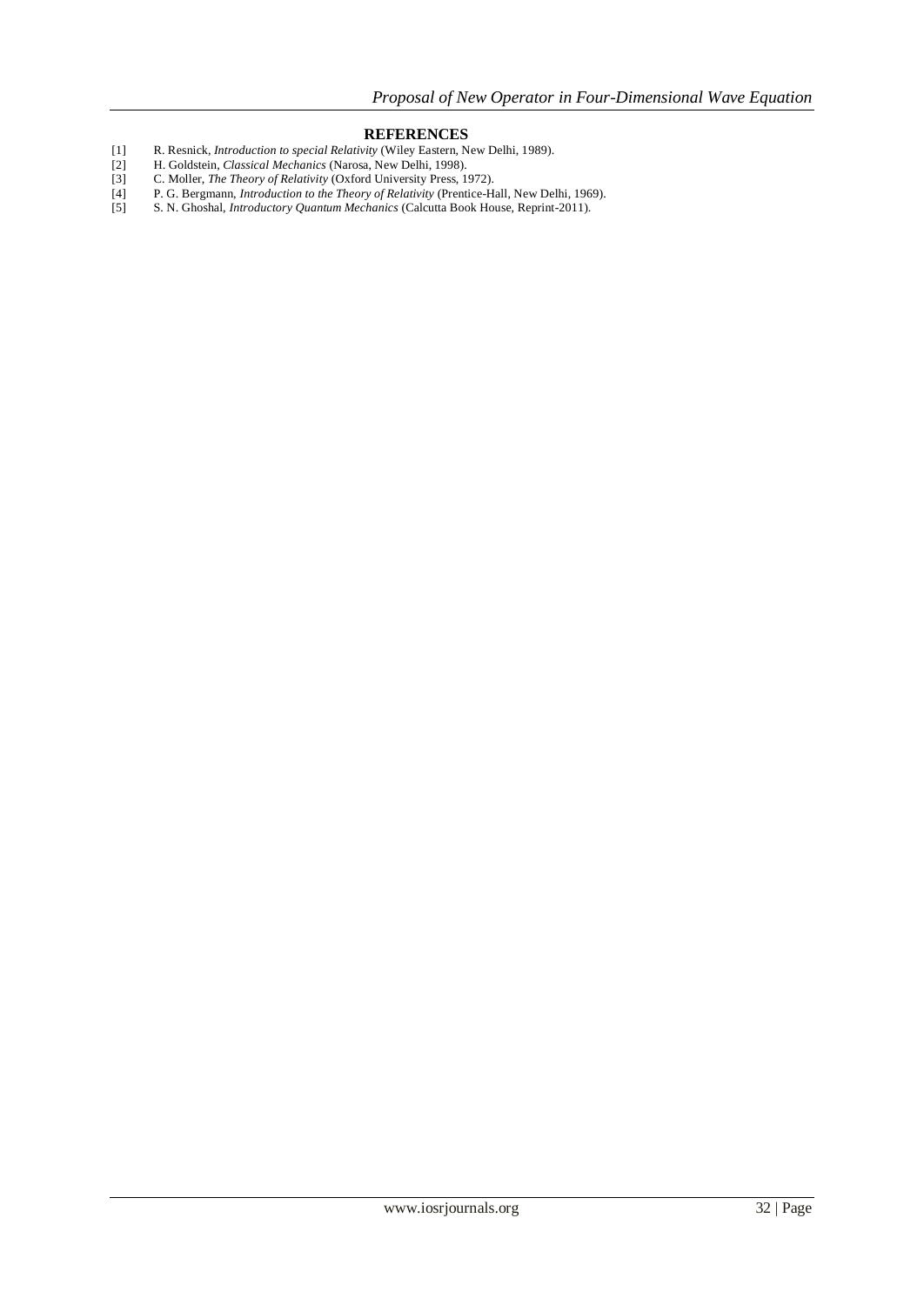## REFERENCES

[1] R. Resnick, *Introduction to special Relativity* (Wiley Eastern, New Delhi, 1989).

[2] H. Goldstein, *Classical Mechanics* (Narosa, New Delhi, 1998).

[3] C. Moller, *The Theory of Relativity* (Oxford University Press, 1972).

[4] P. G. Bergmann, *Introduction to the Theory of Relativity* (Prentice-Hall, New Delhi, 1969).

[5] S. N. Ghoshal, *Introductory Quantum Mechanics* (Calcutta Book House, Reprint-2011).